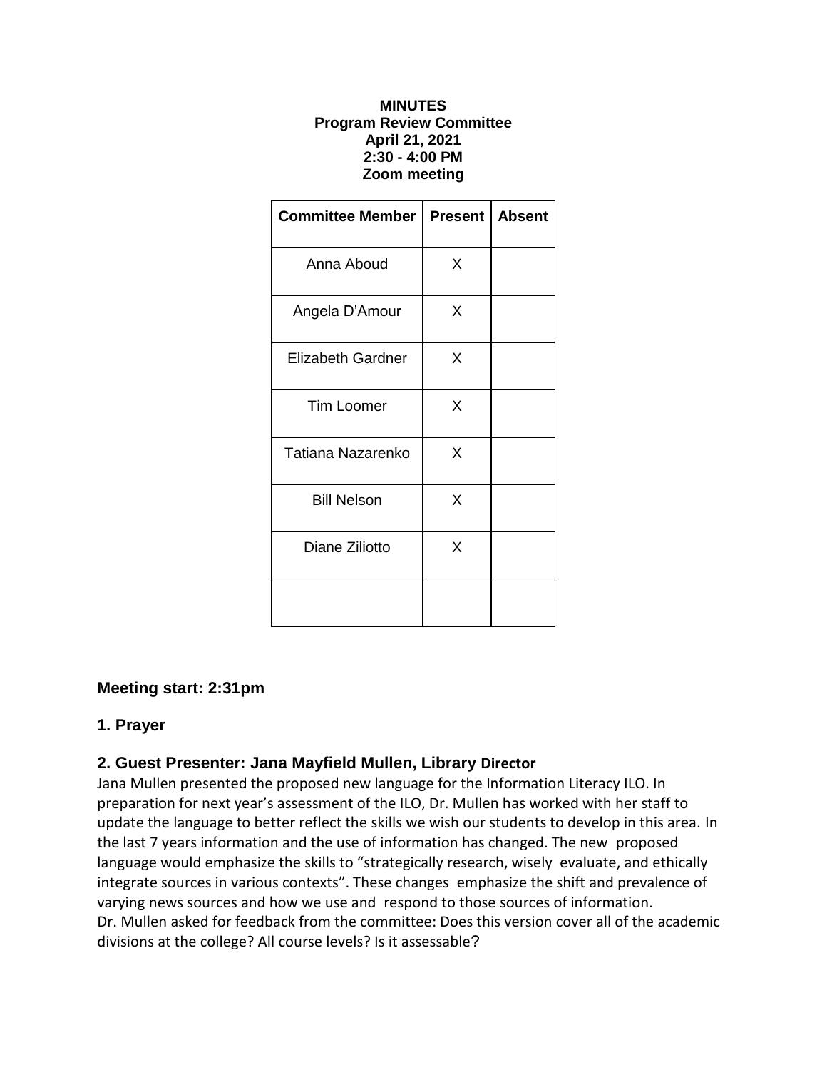**MINUTES**
**Program Review Committee**
**April 21, 2021**
**2:30 - 4:00 PM**
**Zoom meeting**

| Committee Member | Present | Absent |
|---|---|---|
| Anna Aboud | X | |
| Angela D'Amour | X | |
| Elizabeth Gardner | X | |
| Tim Loomer | X | |
| Tatiana Nazarenko | X | |
| Bill Nelson | X | |
| Diane Ziliotto | X | |
| | | |

### Meeting start: 2:31pm

### 1. Prayer

### 2. Guest Presenter: Jana Mayfield Mullen, Library Director

Jana Mullen presented the proposed new language for the Information Literacy ILO. In preparation for next year's assessment of the ILO, Dr. Mullen has worked with her staff to update the language to better reflect the skills we wish our students to develop in this area. In the last 7 years information and the use of information has changed. The new proposed language would emphasize the skills to "strategically research, wisely evaluate, and ethically integrate sources in various contexts". These changes emphasize the shift and prevalence of varying news sources and how we use and respond to those sources of information.
Dr. Mullen asked for feedback from the committee: Does this version cover all of the academic divisions at the college? All course levels? Is it assessable?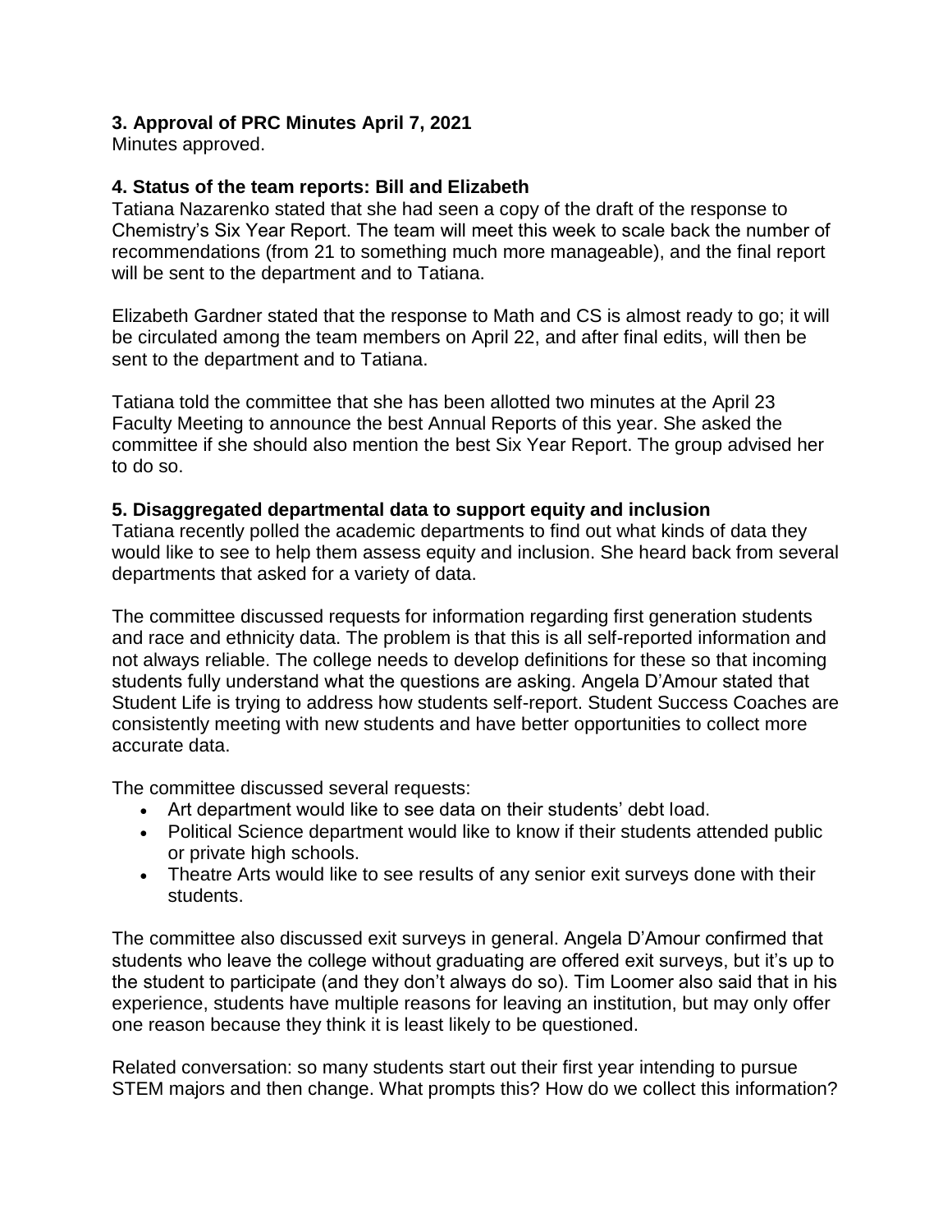**3. Approval of PRC Minutes April 7, 2021**

Minutes approved.

**4. Status of the team reports: Bill and Elizabeth**

Tatiana Nazarenko stated that she had seen a copy of the draft of the response to Chemistry's Six Year Report. The team will meet this week to scale back the number of recommendations (from 21 to something much more manageable), and the final report will be sent to the department and to Tatiana.

Elizabeth Gardner stated that the response to Math and CS is almost ready to go; it will be circulated among the team members on April 22, and after final edits, will then be sent to the department and to Tatiana.

Tatiana told the committee that she has been allotted two minutes at the April 23 Faculty Meeting to announce the best Annual Reports of this year. She asked the committee if she should also mention the best Six Year Report. The group advised her to do so.

**5. Disaggregated departmental data to support equity and inclusion**

Tatiana recently polled the academic departments to find out what kinds of data they would like to see to help them assess equity and inclusion. She heard back from several departments that asked for a variety of data.

The committee discussed requests for information regarding first generation students and race and ethnicity data. The problem is that this is all self-reported information and not always reliable. The college needs to develop definitions for these so that incoming students fully understand what the questions are asking. Angela D'Amour stated that Student Life is trying to address how students self-report. Student Success Coaches are consistently meeting with new students and have better opportunities to collect more accurate data.

The committee discussed several requests:

- Art department would like to see data on their students' debt load.
- Political Science department would like to know if their students attended public or private high schools.
- Theatre Arts would like to see results of any senior exit surveys done with their students.

The committee also discussed exit surveys in general. Angela D'Amour confirmed that students who leave the college without graduating are offered exit surveys, but it's up to the student to participate (and they don't always do so). Tim Loomer also said that in his experience, students have multiple reasons for leaving an institution, but may only offer one reason because they think it is least likely to be questioned.

Related conversation: so many students start out their first year intending to pursue STEM majors and then change. What prompts this? How do we collect this information?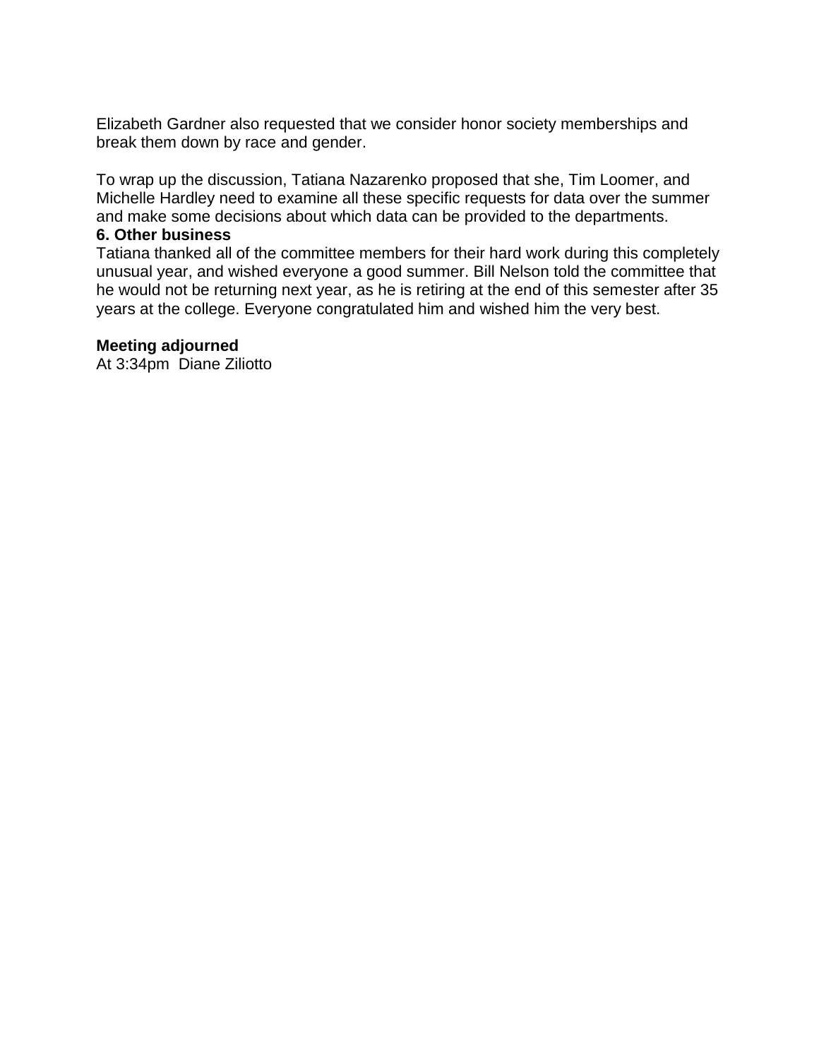Elizabeth Gardner also requested that we consider honor society memberships and break them down by race and gender.

To wrap up the discussion, Tatiana Nazarenko proposed that she, Tim Loomer, and Michelle Hardley need to examine all these specific requests for data over the summer and make some decisions about which data can be provided to the departments.

**6. Other business**

Tatiana thanked all of the committee members for their hard work during this completely unusual year, and wished everyone a good summer. Bill Nelson told the committee that he would not be returning next year, as he is retiring at the end of this semester after 35 years at the college. Everyone congratulated him and wished him the very best.

**Meeting adjourned**

At 3:34pm Diane Ziliotto